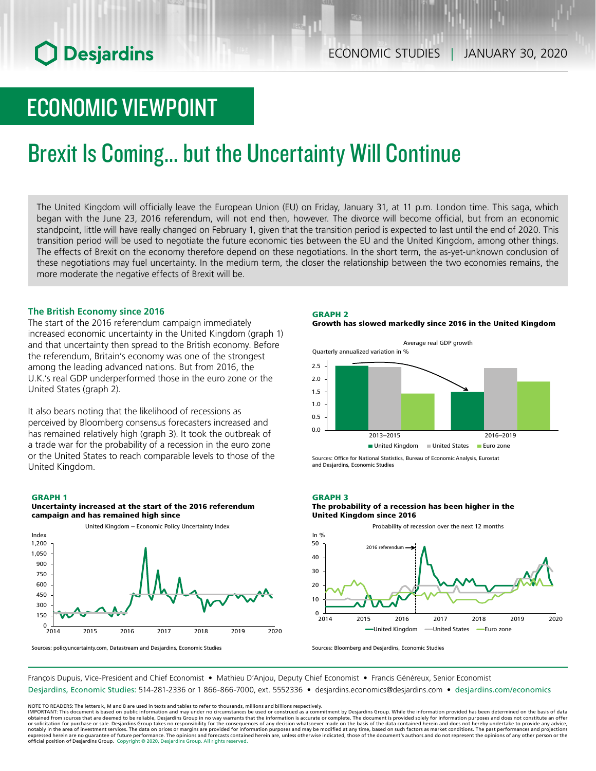# ECONOMIC VIEWPOINT

# Brexit Is Coming… but the Uncertainty Will Continue

The United Kingdom will officially leave the European Union (EU) on Friday, January 31, at 11 p.m. London time. This saga, which began with the June 23, 2016 referendum, will not end then, however. The divorce will become official, but from an economic standpoint, little will have really changed on February 1, given that the transition period is expected to last until the end of 2020. This transition period will be used to negotiate the future economic ties between the EU and the United Kingdom, among other things. The effects of Brexit on the economy therefore depend on these negotiations. In the short term, the as-yet-unknown conclusion of these negotiations may fuel uncertainty. In the medium term, the closer the relationship between the two economies remains, the more moderate the negative effects of Brexit will be.

## The British Economy since 2016

The start of the 2016 referendum campaign immediately increased economic uncertainty in the United Kingdom (graph 1) and that uncertainty then spread to the British economy. Before the referendum, Britain's economy was one of the strongest among the leading advanced nations. But from 2016, the U.K.'s real GDP underperformed those in the euro zone or the United States (graph 2).

It also bears noting that the likelihood of recessions as perceived by Bloomberg consensus forecasters increased and has remained relatively high (graph 3). It took the outbreak of a trade war for the probability of a recession in the euro zone or the United States to reach comparable levels to those of the United Kingdom.

**GRAPH 1**
**Uncertainty increased at the start of the 2016 referendum campaign and has remained high since**

Sources: policyuncertainty.com, Datastream and Desjardins, Economic Studies

**GRAPH 2**
**Growth has slowed markedly since 2016 in the United Kingdom**

Sources: Office for National Statistics, Bureau of Economic Analysis, Eurostat and Desjardins, Economic Studies

**GRAPH 3**
**The probability of a recession has been higher in the United Kingdom since 2016**

Sources: Bloomberg and Desjardins, Economic Studies

François Dupuis, Vice-President and Chief Economist • Mathieu D'Anjou, Deputy Chief Economist • Francis Généreux, Senior Economist
Desjardins, Economic Studies: 514-281-2336 or 1 866-866-7000, ext. 5552336 • desjardins.economics@desjardins.com • desjardins.com/economics

NOTE TO READERS: The letters k, M and B are used in texts and tables to refer to thousands, millions and billions respectively.
IMPORTANT: This document is based on public information and may under no circumstances be used or construed as a commitment by Desjardins Group. While the information provided has been determined on the basis of data obtained from sources that are deemed to be reliable, Desjardins Group in no way warrants that the information is accurate or complete. The document is provided solely for information purposes and does not constitute an offer or solicitation for purchase or sale. Desjardins Group takes no responsibility for the consequences of any decision whatsoever made on the basis of the data contained herein and does not hereby undertake to provide any advice, notably in the area of investment services. The data on prices or margins are provided for information purposes and may be modified at any time, based on such factors as market conditions. The past performances and projections expressed herein are no guarantee of future performance. The opinions and forecasts contained herein are, unless otherwise indicated, those of the document's authors and do not represent the opinions of any other person or the official position of Desjardins Group. Copyright © 2020, Desjardins Group. All rights reserved.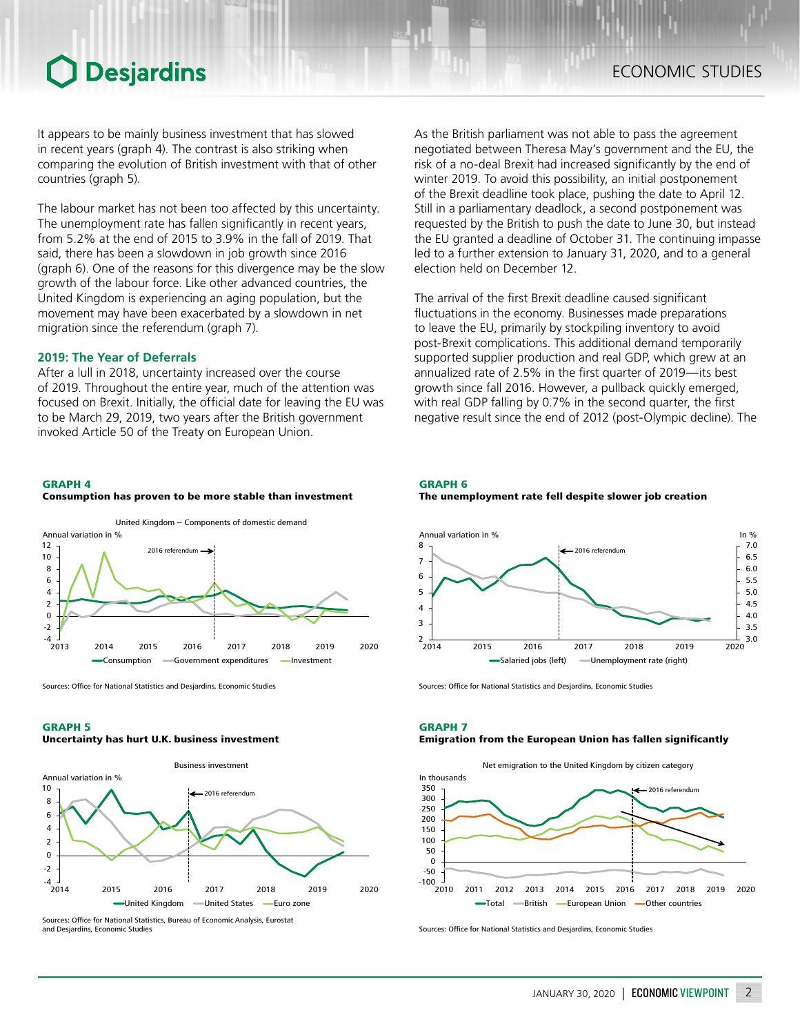It appears to be mainly business investment that has slowed in recent years (graph 4). The contrast is also striking when comparing the evolution of British investment with that of other countries (graph 5).

The labour market has not been too affected by this uncertainty. The unemployment rate has fallen significantly in recent years, from 5.2% at the end of 2015 to 3.9% in the fall of 2019. That said, there has been a slowdown in job growth since 2016 (graph 6). One of the reasons for this divergence may be the slow growth of the labour force. Like other advanced countries, the United Kingdom is experiencing an aging population, but the movement may have been exacerbated by a slowdown in net migration since the referendum (graph 7).

## 2019: The Year of Deferrals

After a lull in 2018, uncertainty increased over the course of 2019. Throughout the entire year, much of the attention was focused on Brexit. Initially, the official date for leaving the EU was to be March 29, 2019, two years after the British government invoked Article 50 of the Treaty on European Union.

As the British parliament was not able to pass the agreement negotiated between Theresa May's government and the EU, the risk of a no-deal Brexit had increased significantly by the end of winter 2019. To avoid this possibility, an initial postponement of the Brexit deadline took place, pushing the date to April 12. Still in a parliamentary deadlock, a second postponement was requested by the British to push the date to June 30, but instead the EU granted a deadline of October 31. The continuing impasse led to a further extension to January 31, 2020, and to a general election held on December 12.

The arrival of the first Brexit deadline caused significant fluctuations in the economy. Businesses made preparations to leave the EU, primarily by stockpiling inventory to avoid post-Brexit complications. This additional demand temporarily supported supplier production and real GDP, which grew at an annualized rate of 2.5% in the first quarter of 2019—its best growth since fall 2016. However, a pullback quickly emerged, with real GDP falling by 0.7% in the second quarter, the first negative result since the end of 2012 (post-Olympic decline). The

**GRAPH 4**
**Consumption has proven to be more stable than investment**

United Kingdom – Components of domestic demand
Annual variation in %
12, 10, 8, 6, 4, 2, 0, -2, -4
2013, 2014, 2015, 2016, 2017, 2018, 2019, 2020
2016 referendum
Consumption, Government expenditures, Investment

Sources: Office for National Statistics and Desjardins, Economic Studies

**GRAPH 5**
**Uncertainty has hurt U.K. business investment**

Business investment
Annual variation in %
10, 8, 6, 4, 2, 0, -2, -4
2014, 2015, 2016, 2017, 2018, 2019, 2020
2016 referendum
United Kingdom, United States, Euro zone

Sources: Office for National Statistics, Bureau of Economic Analysis, Eurostat and Desjardins, Economic Studies

**GRAPH 6**
**The unemployment rate fell despite slower job creation**

Annual variation in %
8, 7, 6, 5, 4, 3, 2
In %
7.0, 6.5, 6.0, 5.5, 5.0, 4.5, 4.0, 3.5, 3.0
2014, 2015, 2016, 2017, 2018, 2019, 2020
2016 referendum
Salaried jobs (left), Unemployment rate (right)

Sources: Office for National Statistics and Desjardins, Economic Studies

**GRAPH 7**
**Emigration from the European Union has fallen significantly**

Net emigration to the United Kingdom by citizen category
In thousands
350, 300, 250, 200, 150, 100, 50, 0, -50, -100
2010, 2011, 2012, 2013, 2014, 2015, 2016, 2017, 2018, 2019, 2020
2016 referendum
Total, British, European Union, Other countries

Sources: Office for National Statistics and Desjardins, Economic Studies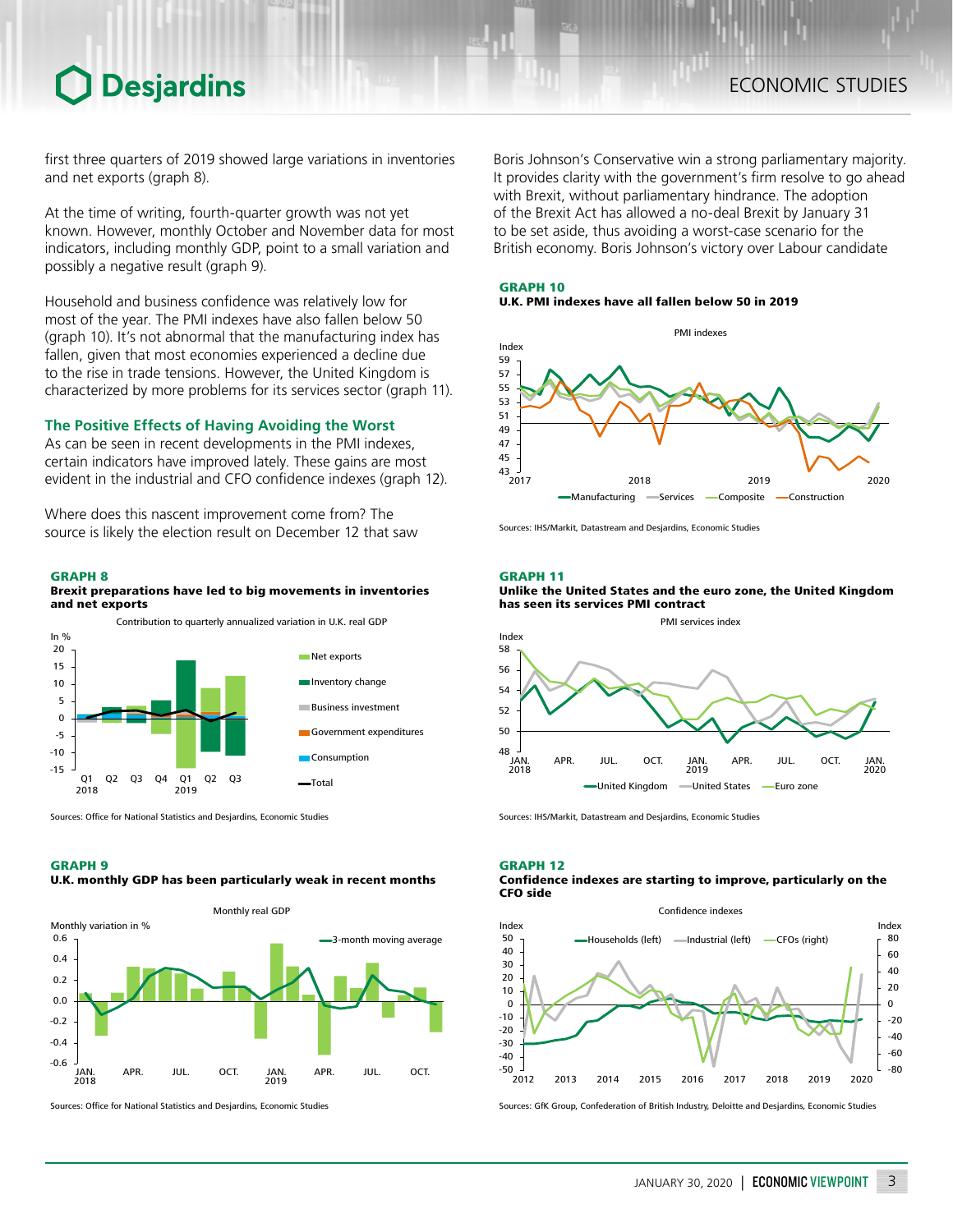first three quarters of 2019 showed large variations in inventories and net exports (graph 8).

At the time of writing, fourth-quarter growth was not yet known. However, monthly October and November data for most indicators, including monthly GDP, point to a small variation and possibly a negative result (graph 9).

Household and business confidence was relatively low for most of the year. The PMI indexes have also fallen below 50 (graph 10). It's not abnormal that the manufacturing index has fallen, given that most economies experienced a decline due to the rise in trade tensions. However, the United Kingdom is characterized by more problems for its services sector (graph 11).

### The Positive Effects of Having Avoiding the Worst

As can be seen in recent developments in the PMI indexes, certain indicators have improved lately. These gains are most evident in the industrial and CFO confidence indexes (graph 12).

Where does this nascent improvement come from? The source is likely the election result on December 12 that saw Boris Johnson's Conservative win a strong parliamentary majority. It provides clarity with the government's firm resolve to go ahead with Brexit, without parliamentary hindrance. The adoption of the Brexit Act has allowed a no-deal Brexit by January 31 to be set aside, thus avoiding a worst-case scenario for the British economy. Boris Johnson's victory over Labour candidate

**GRAPH 8**
**Brexit preparations have led to big movements in inventories and net exports**

Contribution to quarterly annualized variation in U.K. real GDP

In %

20, 15, 10, 5, 0, -5, -10, -15

Q1 2018, Q2, Q3, Q4, Q1 2019, Q2, Q3

Net exports
Inventory change
Business investment
Government expenditures
Consumption
Total

Sources: Office for National Statistics and Desjardins, Economic Studies

**GRAPH 9**
**U.K. monthly GDP has been particularly weak in recent months**

Monthly real GDP

Monthly variation in %

0.6, 0.4, 0.2, 0.0, -0.2, -0.4, -0.6

JAN. 2018, APR., JUL., OCT., JAN. 2019, APR., JUL., OCT.

3-month moving average

Sources: Office for National Statistics and Desjardins, Economic Studies

**GRAPH 10**
**U.K. PMI indexes have all fallen below 50 in 2019**

PMI indexes

Index

59, 57, 55, 53, 51, 49, 47, 45, 43

2017, 2018, 2019, 2020

Manufacturing
Services
Composite
Construction

Sources: IHS/Markit, Datastream and Desjardins, Economic Studies

**GRAPH 11**
**Unlike the United States and the euro zone, the United Kingdom has seen its services PMI contract**

PMI services index

Index

58, 56, 54, 52, 50, 48

JAN. 2018, APR., JUL., OCT., JAN. 2019, APR., JUL., OCT., JAN. 2020

United Kingdom
United States
Euro zone

Sources: IHS/Markit, Datastream and Desjardins, Economic Studies

**GRAPH 12**
**Confidence indexes are starting to improve, particularly on the CFO side**

Confidence indexes

Index (left): 50, 40, 30, 20, 10, 0, -10, -20, -30, -40, -50

Index (right): 80, 60, 40, 20, 0, -20, -40, -60, -80

2012, 2013, 2014, 2015, 2016, 2017, 2018, 2019, 2020

Households (left)
Industrial (left)
CFOs (right)

Sources: GfK Group, Confederation of British Industry, Deloitte and Desjardins, Economic Studies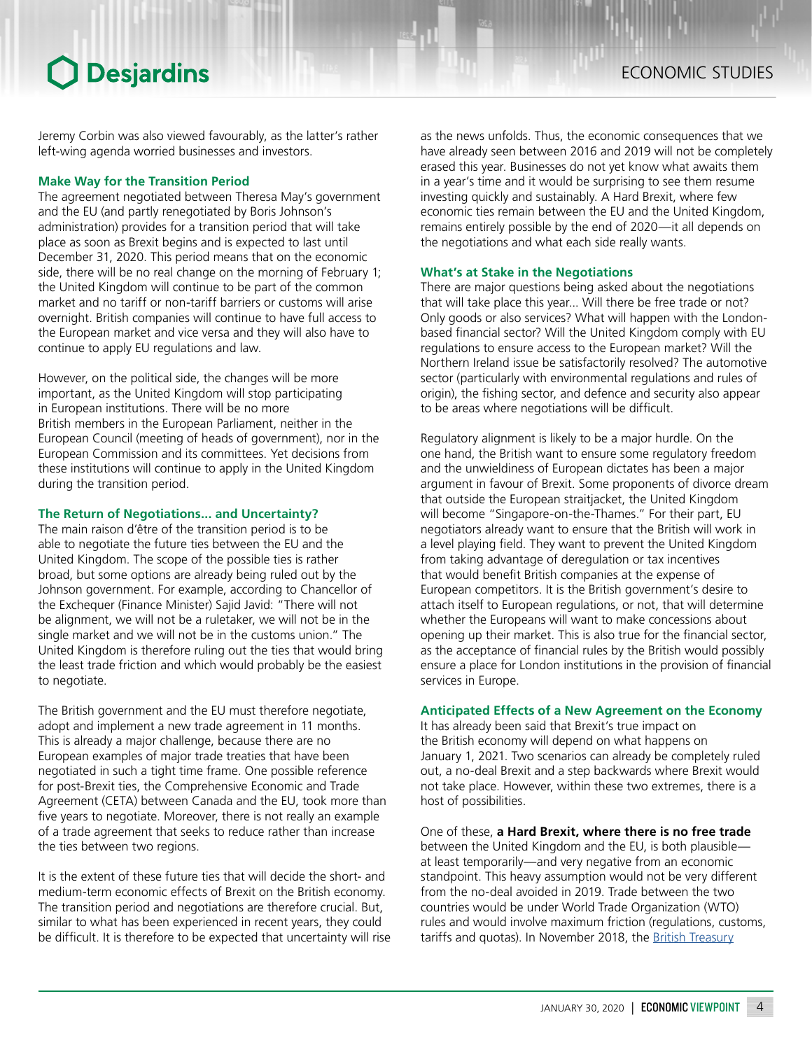Jeremy Corbin was also viewed favourably, as the latter's rather left-wing agenda worried businesses and investors.

### Make Way for the Transition Period

The agreement negotiated between Theresa May's government and the EU (and partly renegotiated by Boris Johnson's administration) provides for a transition period that will take place as soon as Brexit begins and is expected to last until December 31, 2020. This period means that on the economic side, there will be no real change on the morning of February 1; the United Kingdom will continue to be part of the common market and no tariff or non-tariff barriers or customs will arise overnight. British companies will continue to have full access to the European market and vice versa and they will also have to continue to apply EU regulations and law.

However, on the political side, the changes will be more important, as the United Kingdom will stop participating in European institutions. There will be no more British members in the European Parliament, neither in the European Council (meeting of heads of government), nor in the European Commission and its committees. Yet decisions from these institutions will continue to apply in the United Kingdom during the transition period.

### The Return of Negotiations... and Uncertainty?

The main raison d'être of the transition period is to be able to negotiate the future ties between the EU and the United Kingdom. The scope of the possible ties is rather broad, but some options are already being ruled out by the Johnson government. For example, according to Chancellor of the Exchequer (Finance Minister) Sajid Javid: "There will not be alignment, we will not be a ruletaker, we will not be in the single market and we will not be in the customs union." The United Kingdom is therefore ruling out the ties that would bring the least trade friction and which would probably be the easiest to negotiate.

The British government and the EU must therefore negotiate, adopt and implement a new trade agreement in 11 months. This is already a major challenge, because there are no European examples of major trade treaties that have been negotiated in such a tight time frame. One possible reference for post-Brexit ties, the Comprehensive Economic and Trade Agreement (CETA) between Canada and the EU, took more than five years to negotiate. Moreover, there is not really an example of a trade agreement that seeks to reduce rather than increase the ties between two regions.

It is the extent of these future ties that will decide the short- and medium-term economic effects of Brexit on the British economy. The transition period and negotiations are therefore crucial. But, similar to what has been experienced in recent years, they could be difficult. It is therefore to be expected that uncertainty will rise as the news unfolds. Thus, the economic consequences that we have already seen between 2016 and 2019 will not be completely erased this year. Businesses do not yet know what awaits them in a year's time and it would be surprising to see them resume investing quickly and sustainably. A Hard Brexit, where few economic ties remain between the EU and the United Kingdom, remains entirely possible by the end of 2020—it all depends on the negotiations and what each side really wants.

### What's at Stake in the Negotiations

There are major questions being asked about the negotiations that will take place this year... Will there be free trade or not? Only goods or also services? What will happen with the London-based financial sector? Will the United Kingdom comply with EU regulations to ensure access to the European market? Will the Northern Ireland issue be satisfactorily resolved? The automotive sector (particularly with environmental regulations and rules of origin), the fishing sector, and defence and security also appear to be areas where negotiations will be difficult.

Regulatory alignment is likely to be a major hurdle. On the one hand, the British want to ensure some regulatory freedom and the unwieldiness of European dictates has been a major argument in favour of Brexit. Some proponents of divorce dream that outside the European straitjacket, the United Kingdom will become "Singapore-on-the-Thames." For their part, EU negotiators already want to ensure that the British will work in a level playing field. They want to prevent the United Kingdom from taking advantage of deregulation or tax incentives that would benefit British companies at the expense of European competitors. It is the British government's desire to attach itself to European regulations, or not, that will determine whether the Europeans will want to make concessions about opening up their market. This is also true for the financial sector, as the acceptance of financial rules by the British would possibly ensure a place for London institutions in the provision of financial services in Europe.

### Anticipated Effects of a New Agreement on the Economy

It has already been said that Brexit's true impact on the British economy will depend on what happens on January 1, 2021. Two scenarios can already be completely ruled out, a no-deal Brexit and a step backwards where Brexit would not take place. However, within these two extremes, there is a host of possibilities.

One of these, **a Hard Brexit, where there is no free trade** between the United Kingdom and the EU, is both plausible—at least temporarily—and very negative from an economic standpoint. This heavy assumption would not be very different from the no-deal avoided in 2019. Trade between the two countries would be under World Trade Organization (WTO) rules and would involve maximum friction (regulations, customs, tariffs and quotas). In November 2018, the British Treasury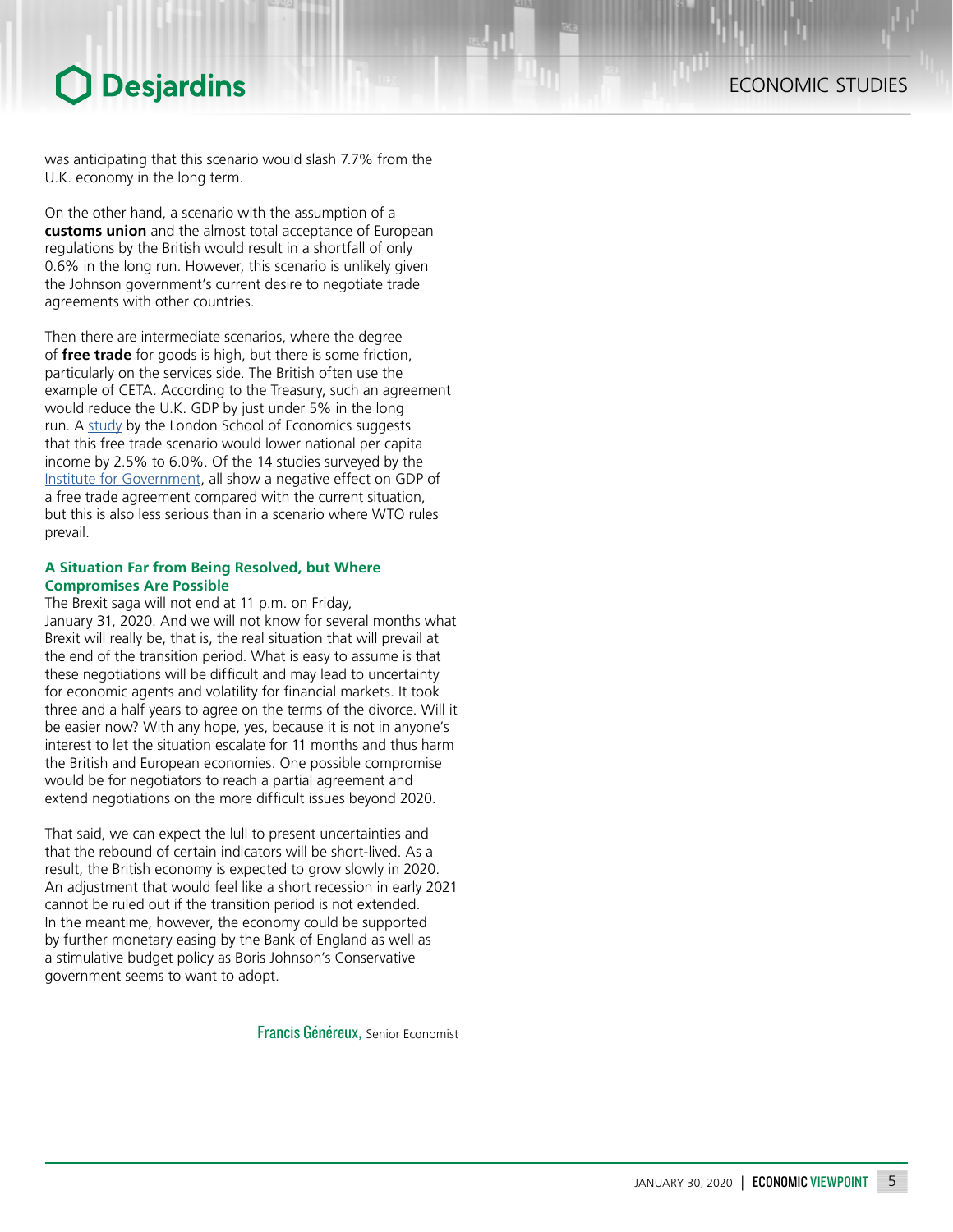was anticipating that this scenario would slash 7.7% from the U.K. economy in the long term.

On the other hand, a scenario with the assumption of a **customs union** and the almost total acceptance of European regulations by the British would result in a shortfall of only 0.6% in the long run. However, this scenario is unlikely given the Johnson government's current desire to negotiate trade agreements with other countries.

Then there are intermediate scenarios, where the degree of **free trade** for goods is high, but there is some friction, particularly on the services side. The British often use the example of CETA. According to the Treasury, such an agreement would reduce the U.K. GDP by just under 5% in the long run. A study by the London School of Economics suggests that this free trade scenario would lower national per capita income by 2.5% to 6.0%. Of the 14 studies surveyed by the Institute for Government, all show a negative effect on GDP of a free trade agreement compared with the current situation, but this is also less serious than in a scenario where WTO rules prevail.

### A Situation Far from Being Resolved, but Where Compromises Are Possible

The Brexit saga will not end at 11 p.m. on Friday, January 31, 2020. And we will not know for several months what Brexit will really be, that is, the real situation that will prevail at the end of the transition period. What is easy to assume is that these negotiations will be difficult and may lead to uncertainty for economic agents and volatility for financial markets. It took three and a half years to agree on the terms of the divorce. Will it be easier now? With any hope, yes, because it is not in anyone's interest to let the situation escalate for 11 months and thus harm the British and European economies. One possible compromise would be for negotiators to reach a partial agreement and extend negotiations on the more difficult issues beyond 2020.

That said, we can expect the lull to present uncertainties and that the rebound of certain indicators will be short-lived. As a result, the British economy is expected to grow slowly in 2020. An adjustment that would feel like a short recession in early 2021 cannot be ruled out if the transition period is not extended. In the meantime, however, the economy could be supported by further monetary easing by the Bank of England as well as a stimulative budget policy as Boris Johnson's Conservative government seems to want to adopt.

Francis Généreux, Senior Economist